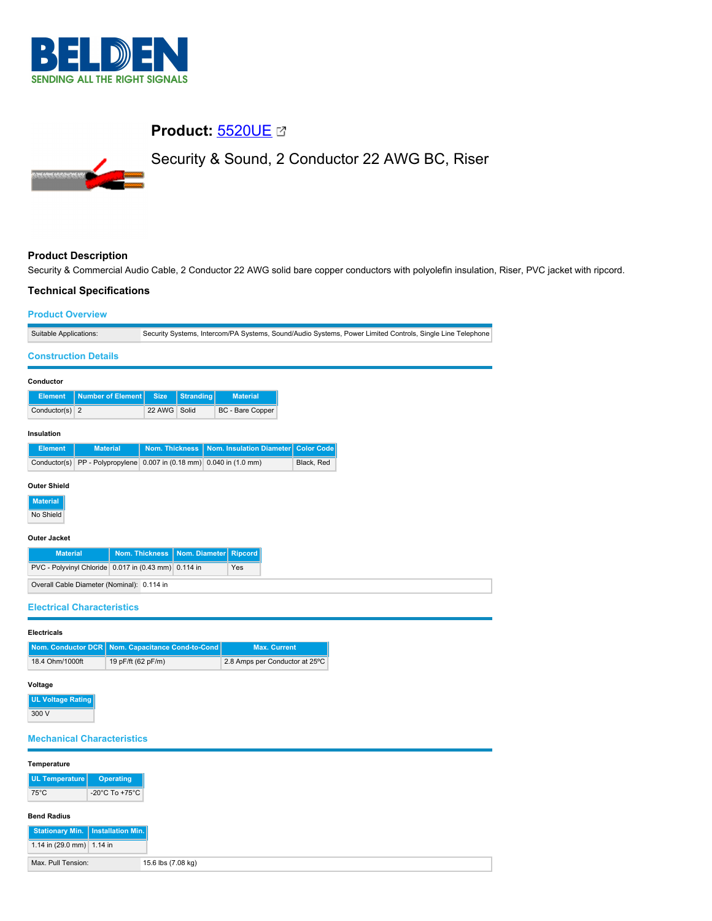**Product:** 5520UE

Security & Sound, 2 Conductor 22 AWG BC, Riser

## Product Description

Security & Commercial Audio Cable, 2 Conductor 22 AWG solid bare copper conductors with polyolefin insulation, Riser, PVC jacket with ripcord.

## Technical Specifications

### Product Overview

| | |
|---|---|
| Suitable Applications: | Security Systems, Intercom/PA Systems, Sound/Audio Systems, Power Limited Controls, Single Line Telephone |

### Construction Details

**Conductor**

| Element | Number of Element | Size | Stranding | Material |
|---|---|---|---|---|
| Conductor(s) | 2 | 22 AWG | Solid | BC - Bare Copper |

**Insulation**

| Element | Material | Nom. Thickness | Nom. Insulation Diameter | Color Code |
|---|---|---|---|---|
| Conductor(s) | PP - Polypropylene | 0.007 in (0.18 mm) | 0.040 in (1.0 mm) | Black, Red |

**Outer Shield**

| Material |
|---|
| No Shield |

**Outer Jacket**

| Material | Nom. Thickness | Nom. Diameter | Ripcord |
|---|---|---|---|
| PVC - Polyvinyl Chloride | 0.017 in (0.43 mm) | 0.114 in | Yes |

| | |
|---|---|
| Overall Cable Diameter (Nominal): | 0.114 in |

### Electrical Characteristics

**Electricals**

| Nom. Conductor DCR | Nom. Capacitance Cond-to-Cond | Max. Current |
|---|---|---|
| 18.4 Ohm/1000ft | 19 pF/ft (62 pF/m) | 2.8 Amps per Conductor at 25ºC |

**Voltage**

| UL Voltage Rating |
|---|
| 300 V |

### Mechanical Characteristics

**Temperature**

| UL Temperature | Operating |
|---|---|
| 75°C | -20°C To +75°C |

**Bend Radius**

| Stationary Min. | Installation Min. |
|---|---|
| 1.14 in (29.0 mm) | 1.14 in |

| | |
|---|---|
| Max. Pull Tension: | 15.6 lbs (7.08 kg) |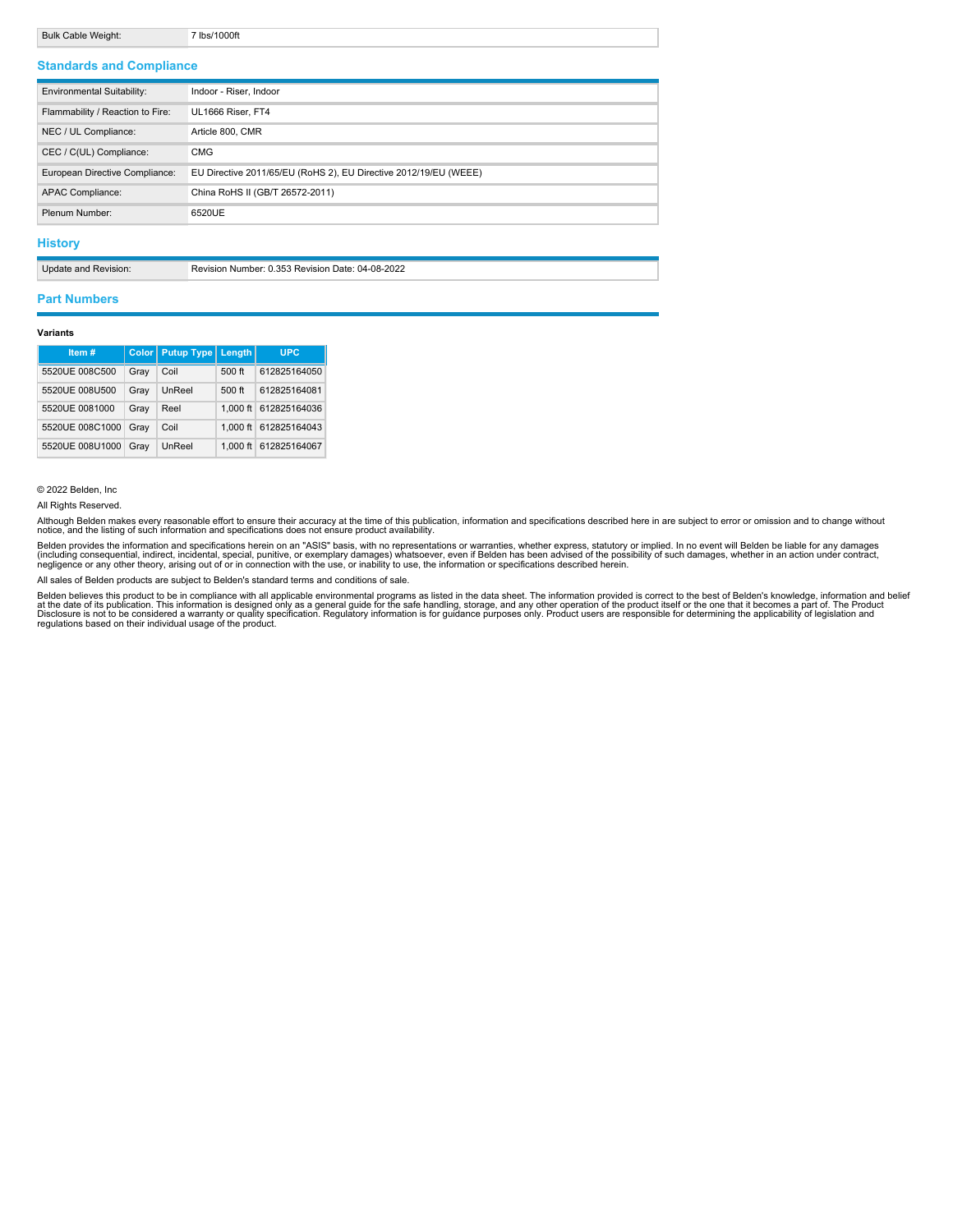| | |
|---|---|
| Bulk Cable Weight: | 7 lbs/1000ft |

## Standards and Compliance

| | |
|---|---|
| Environmental Suitability: | Indoor - Riser, Indoor |
| Flammability / Reaction to Fire: | UL1666 Riser, FT4 |
| NEC / UL Compliance: | Article 800, CMR |
| CEC / C(UL) Compliance: | CMG |
| European Directive Compliance: | EU Directive 2011/65/EU (RoHS 2), EU Directive 2012/19/EU (WEEE) |
| APAC Compliance: | China RoHS II (GB/T 26572-2011) |
| Plenum Number: | 6520UE |

## History

| | |
|---|---|
| Update and Revision: | Revision Number: 0.353 Revision Date: 04-08-2022 |

## Part Numbers

**Variants**

| Item # | Color | Putup Type | Length | UPC |
|---|---|---|---|---|
| 5520UE 008C500 | Gray | Coil | 500 ft | 612825164050 |
| 5520UE 008U500 | Gray | UnReel | 500 ft | 612825164081 |
| 5520UE 0081000 | Gray | Reel | 1,000 ft | 612825164036 |
| 5520UE 008C1000 | Gray | Coil | 1,000 ft | 612825164043 |
| 5520UE 008U1000 | Gray | UnReel | 1,000 ft | 612825164067 |

© 2022 Belden, Inc

All Rights Reserved.

Although Belden makes every reasonable effort to ensure their accuracy at the time of this publication, information and specifications described here in are subject to error or omission and to change without notice, and the listing of such information and specifications does not ensure product availability.

Belden provides the information and specifications herein on an "ASIS" basis, with no representations or warranties, whether express, statutory or implied. In no event will Belden be liable for any damages (including consequential, indirect, incidental, special, punitive, or exemplary damages) whatsoever, even if Belden has been advised of the possibility of such damages, whether in an action under contract, negligence or any other theory, arising out of or in connection with the use, or inability to use, the information or specifications described herein.

All sales of Belden products are subject to Belden's standard terms and conditions of sale.

Belden believes this product to be in compliance with all applicable environmental programs as listed in the data sheet. The information provided is correct to the best of Belden's knowledge, information and belief at the date of its publication. This information is designed only as a general guide for the safe handling, storage, and any other operation of the product itself or the one that it becomes a part of. The Product Disclosure is not to be considered a warranty or quality specification. Regulatory information is for guidance purposes only. Product users are responsible for determining the applicability of legislation and regulations based on their individual usage of the product.